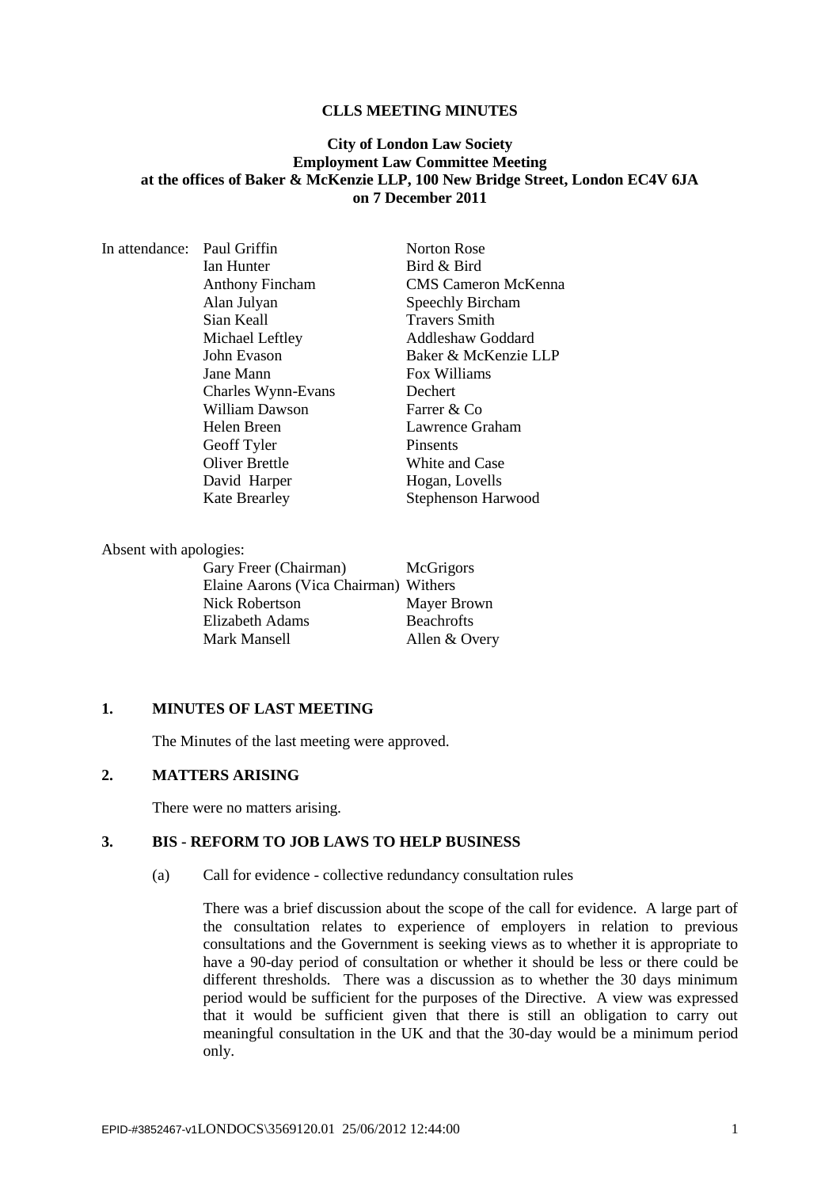**CLLS MEETING MINUTES**

**City of London Law Society**
**Employment Law Committee Meeting**
**at the offices of Baker & McKenzie LLP, 100 New Bridge Street, London EC4V 6JA**
**on 7 December 2011**

In attendance:

| | |
|---|---|
| Paul Griffin | Norton Rose |
| Ian Hunter | Bird & Bird |
| Anthony Fincham | CMS Cameron McKenna |
| Alan Julyan | Speechly Bircham |
| Sian Keall | Travers Smith |
| Michael Leftley | Addleshaw Goddard |
| John Evason | Baker & McKenzie LLP |
| Jane Mann | Fox Williams |
| Charles Wynn-Evans | Dechert |
| William Dawson | Farrer & Co |
| Helen Breen | Lawrence Graham |
| Geoff Tyler | Pinsents |
| Oliver Brettle | White and Case |
| David Harper | Hogan, Lovells |
| Kate Brearley | Stephenson Harwood |

Absent with apologies:

| | |
|---|---|
| Gary Freer (Chairman) | McGrigors |
| Elaine Aarons (Vica Chairman) | Withers |
| Nick Robertson | Mayer Brown |
| Elizabeth Adams | Beachrofts |
| Mark Mansell | Allen & Overy |

## 1. MINUTES OF LAST MEETING

The Minutes of the last meeting were approved.

## 2. MATTERS ARISING

There were no matters arising.

## 3. BIS - REFORM TO JOB LAWS TO HELP BUSINESS

(a) Call for evidence - collective redundancy consultation rules

There was a brief discussion about the scope of the call for evidence. A large part of the consultation relates to experience of employers in relation to previous consultations and the Government is seeking views as to whether it is appropriate to have a 90-day period of consultation or whether it should be less or there could be different thresholds. There was a discussion as to whether the 30 days minimum period would be sufficient for the purposes of the Directive. A view was expressed that it would be sufficient given that there is still an obligation to carry out meaningful consultation in the UK and that the 30-day would be a minimum period only.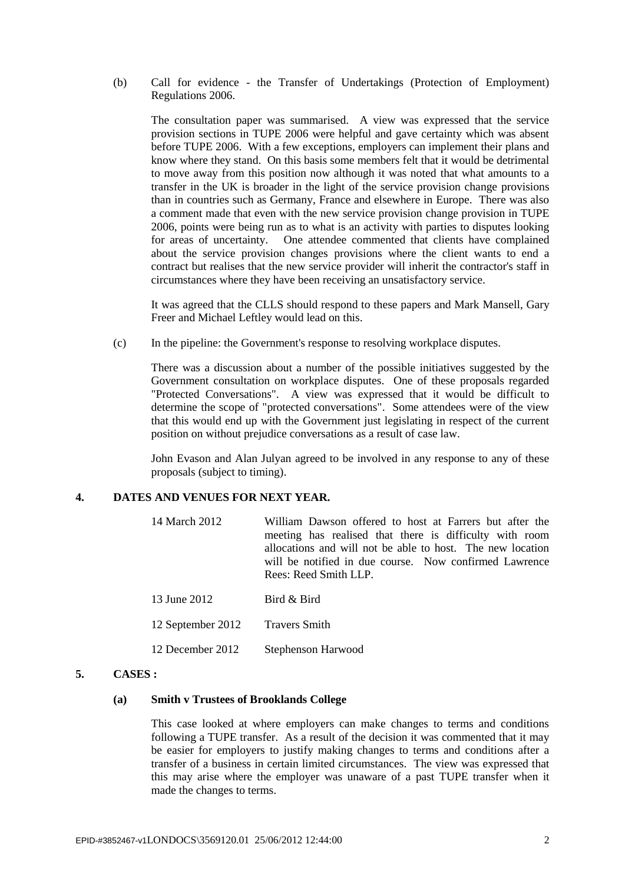(b) Call for evidence - the Transfer of Undertakings (Protection of Employment) Regulations 2006.

The consultation paper was summarised. A view was expressed that the service provision sections in TUPE 2006 were helpful and gave certainty which was absent before TUPE 2006. With a few exceptions, employers can implement their plans and know where they stand. On this basis some members felt that it would be detrimental to move away from this position now although it was noted that what amounts to a transfer in the UK is broader in the light of the service provision change provisions than in countries such as Germany, France and elsewhere in Europe. There was also a comment made that even with the new service provision change provision in TUPE 2006, points were being run as to what is an activity with parties to disputes looking for areas of uncertainty. One attendee commented that clients have complained about the service provision changes provisions where the client wants to end a contract but realises that the new service provider will inherit the contractor's staff in circumstances where they have been receiving an unsatisfactory service.

It was agreed that the CLLS should respond to these papers and Mark Mansell, Gary Freer and Michael Leftley would lead on this.

(c) In the pipeline: the Government's response to resolving workplace disputes.

There was a discussion about a number of the possible initiatives suggested by the Government consultation on workplace disputes. One of these proposals regarded "Protected Conversations". A view was expressed that it would be difficult to determine the scope of "protected conversations". Some attendees were of the view that this would end up with the Government just legislating in respect of the current position on without prejudice conversations as a result of case law.

John Evason and Alan Julyan agreed to be involved in any response to any of these proposals (subject to timing).

## 4. DATES AND VENUES FOR NEXT YEAR.

| | |
|---|---|
| 14 March 2012 | William Dawson offered to host at Farrers but after the meeting has realised that there is difficulty with room allocations and will not be able to host. The new location will be notified in due course. Now confirmed Lawrence Rees: Reed Smith LLP. |
| 13 June 2012 | Bird & Bird |
| 12 September 2012 | Travers Smith |
| 12 December 2012 | Stephenson Harwood |

## 5. CASES :

### (a) Smith v Trustees of Brooklands College

This case looked at where employers can make changes to terms and conditions following a TUPE transfer. As a result of the decision it was commented that it may be easier for employers to justify making changes to terms and conditions after a transfer of a business in certain limited circumstances. The view was expressed that this may arise where the employer was unaware of a past TUPE transfer when it made the changes to terms.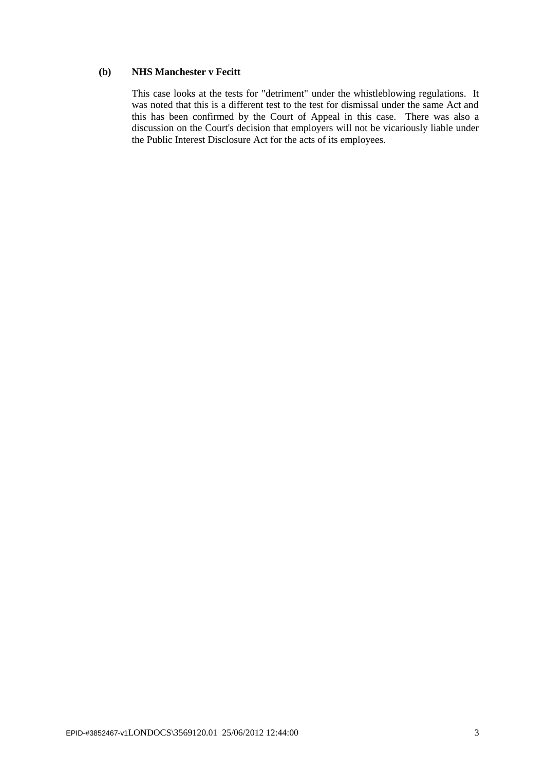**(b) NHS Manchester v Fecitt**

This case looks at the tests for "detriment" under the whistleblowing regulations. It was noted that this is a different test to the test for dismissal under the same Act and this has been confirmed by the Court of Appeal in this case. There was also a discussion on the Court's decision that employers will not be vicariously liable under the Public Interest Disclosure Act for the acts of its employees.